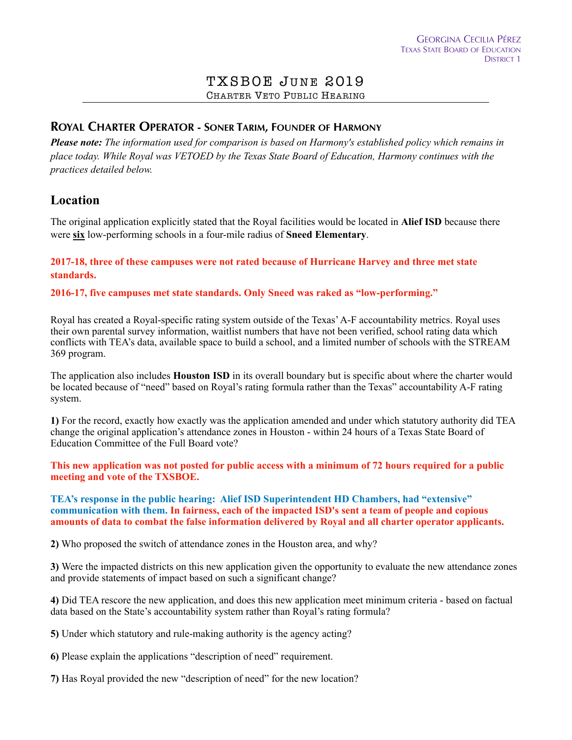Georgina Cecilia Pérez
Texas State Board of Education
District 1

# TXSBOE June 2019

Charter Veto Public Hearing

## Royal Charter Operator - Soner Tarim, Founder of Harmony

***Please note:*** *The information used for comparison is based on Harmony's established policy which remains in place today. While Royal was VETOED by the Texas State Board of Education, Harmony continues with the practices detailed below.*

## Location

The original application explicitly stated that the Royal facilities would be located in **Alief ISD** because there were **six** low-performing schools in a four-mile radius of **Sneed Elementary**.

**2017-18, three of these campuses were not rated because of Hurricane Harvey and three met state standards.**

**2016-17, five campuses met state standards. Only Sneed was raked as "low-performing."**

Royal has created a Royal-specific rating system outside of the Texas' A-F accountability metrics. Royal uses their own parental survey information, waitlist numbers that have not been verified, school rating data which conflicts with TEA's data, available space to build a school, and a limited number of schools with the STREAM 369 program.

The application also includes **Houston ISD** in its overall boundary but is specific about where the charter would be located because of "need" based on Royal's rating formula rather than the Texas" accountability A-F rating system.

**1)** For the record, exactly how exactly was the application amended and under which statutory authority did TEA change the original application's attendance zones in Houston - within 24 hours of a Texas State Board of Education Committee of the Full Board vote?

**This new application was not posted for public access with a minimum of 72 hours required for a public meeting and vote of the TXSBOE.**

**TEA's response in the public hearing: Alief ISD Superintendent HD Chambers, had "extensive" communication with them. In fairness, each of the impacted ISD's sent a team of people and copious amounts of data to combat the false information delivered by Royal and all charter operator applicants.**

**2)** Who proposed the switch of attendance zones in the Houston area, and why?

**3)** Were the impacted districts on this new application given the opportunity to evaluate the new attendance zones and provide statements of impact based on such a significant change?

**4)** Did TEA rescore the new application, and does this new application meet minimum criteria - based on factual data based on the State's accountability system rather than Royal's rating formula?

**5)** Under which statutory and rule-making authority is the agency acting?

**6)** Please explain the applications "description of need" requirement.

**7)** Has Royal provided the new "description of need" for the new location?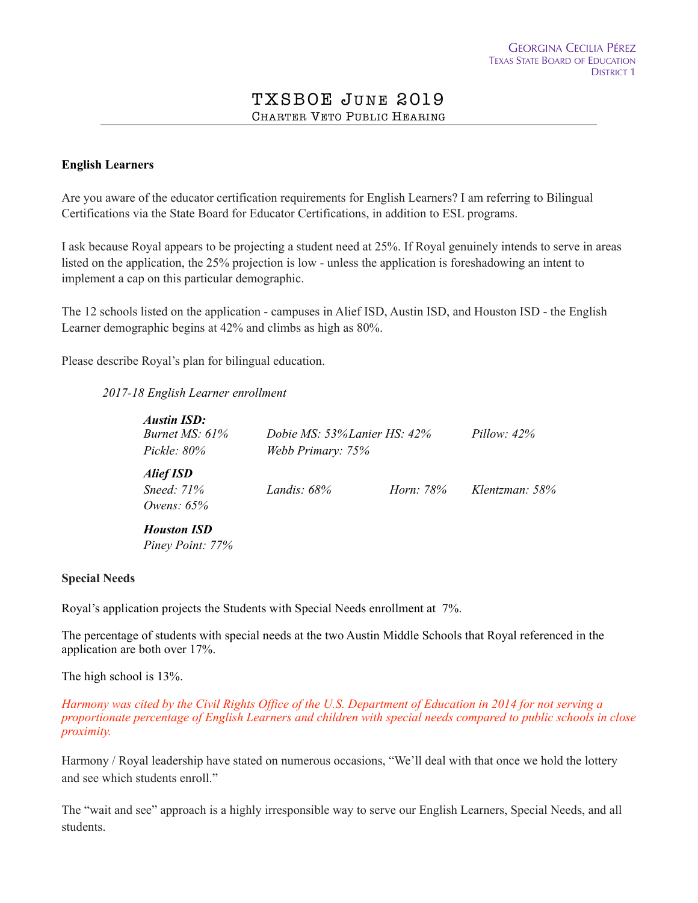Georgina Cecilia Pérez
Texas State Board of Education
District 1

# TXSBOE June 2019
## Charter Veto Public Hearing

**English Learners**

Are you aware of the educator certification requirements for English Learners? I am referring to Bilingual Certifications via the State Board for Educator Certifications, in addition to ESL programs.

I ask because Royal appears to be projecting a student need at 25%. If Royal genuinely intends to serve in areas listed on the application, the 25% projection is low - unless the application is foreshadowing an intent to implement a cap on this particular demographic.

The 12 schools listed on the application - campuses in Alief ISD, Austin ISD, and Houston ISD - the English Learner demographic begins at 42% and climbs as high as 80%.

Please describe Royal's plan for bilingual education.

*2017-18 English Learner enrollment*

***Austin ISD:***
*Burnet MS: 61%* *Dobie MS: 53%* *Lanier HS: 42%* *Pillow: 42%*
*Pickle: 80%* *Webb Primary: 75%*

***Alief ISD***
*Sneed: 71%* *Landis: 68%* *Horn: 78%* *Klentzman: 58%*
*Owens: 65%*

***Houston ISD***
*Piney Point: 77%*

**Special Needs**

Royal's application projects the Students with Special Needs enrollment at 7%.

The percentage of students with special needs at the two Austin Middle Schools that Royal referenced in the application are both over 17%.

The high school is 13%.

*Harmony was cited by the Civil Rights Office of the U.S. Department of Education in 2014 for not serving a proportionate percentage of English Learners and children with special needs compared to public schools in close proximity.*

Harmony / Royal leadership have stated on numerous occasions, "We'll deal with that once we hold the lottery and see which students enroll."

The "wait and see" approach is a highly irresponsible way to serve our English Learners, Special Needs, and all students.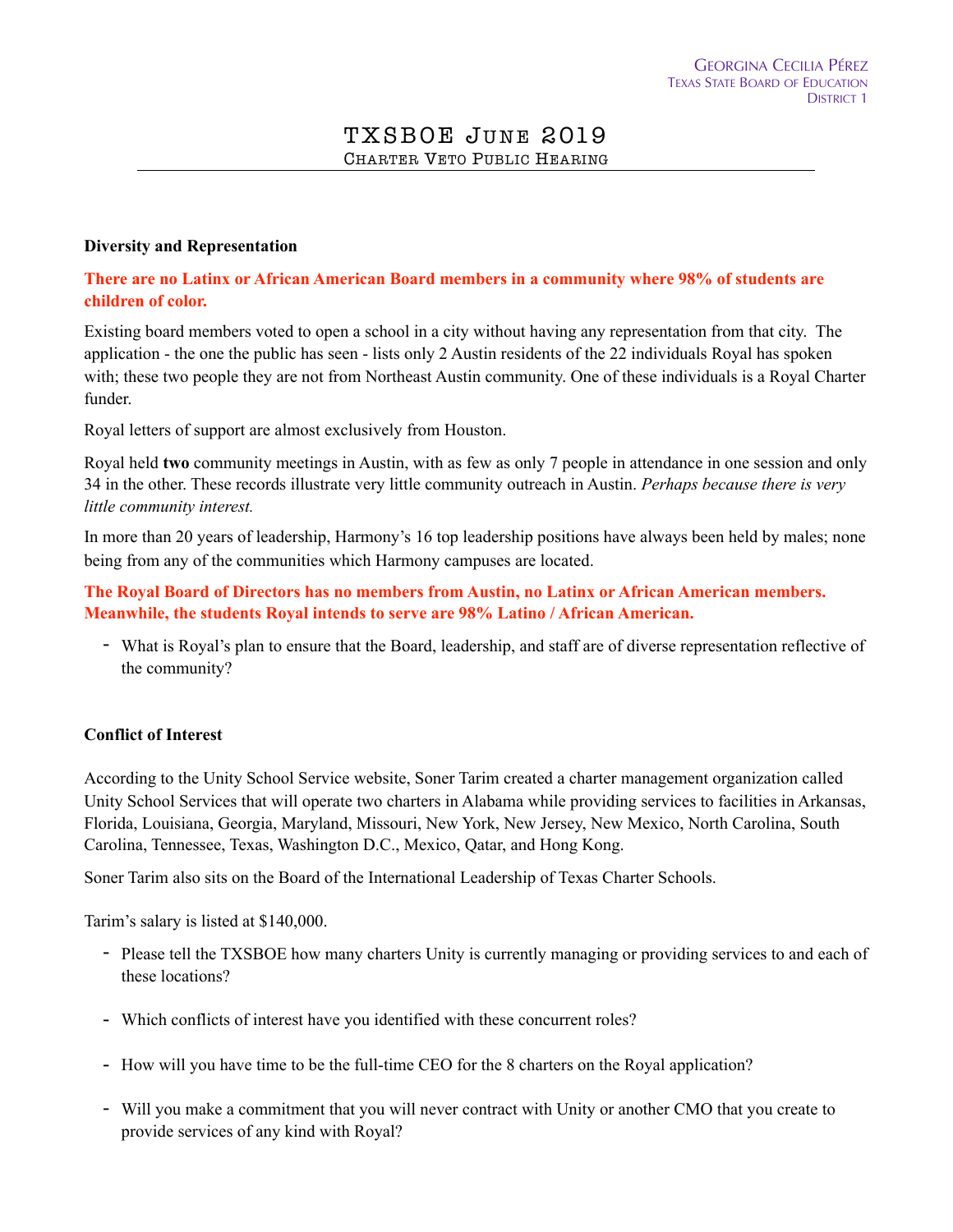Georgina Cecilia Pérez
Texas State Board of Education
District 1

# TXSBOE June 2019

## Charter Veto Public Hearing

### Diversity and Representation

**There are no Latinx or African American Board members in a community where 98% of students are children of color.**

Existing board members voted to open a school in a city without having any representation from that city. The application - the one the public has seen - lists only 2 Austin residents of the 22 individuals Royal has spoken with; these two people they are not from Northeast Austin community. One of these individuals is a Royal Charter funder.

Royal letters of support are almost exclusively from Houston.

Royal held **two** community meetings in Austin, with as few as only 7 people in attendance in one session and only 34 in the other. These records illustrate very little community outreach in Austin. *Perhaps because there is very little community interest.*

In more than 20 years of leadership, Harmony's 16 top leadership positions have always been held by males; none being from any of the communities which Harmony campuses are located.

**The Royal Board of Directors has no members from Austin, no Latinx or African American members. Meanwhile, the students Royal intends to serve are 98% Latino / African American.**

- What is Royal's plan to ensure that the Board, leadership, and staff are of diverse representation reflective of the community?

### Conflict of Interest

According to the Unity School Service website, Soner Tarim created a charter management organization called Unity School Services that will operate two charters in Alabama while providing services to facilities in Arkansas, Florida, Louisiana, Georgia, Maryland, Missouri, New York, New Jersey, New Mexico, North Carolina, South Carolina, Tennessee, Texas, Washington D.C., Mexico, Qatar, and Hong Kong.

Soner Tarim also sits on the Board of the International Leadership of Texas Charter Schools.

Tarim's salary is listed at $140,000.

- Please tell the TXSBOE how many charters Unity is currently managing or providing services to and each of these locations?
- Which conflicts of interest have you identified with these concurrent roles?
- How will you have time to be the full-time CEO for the 8 charters on the Royal application?
- Will you make a commitment that you will never contract with Unity or another CMO that you create to provide services of any kind with Royal?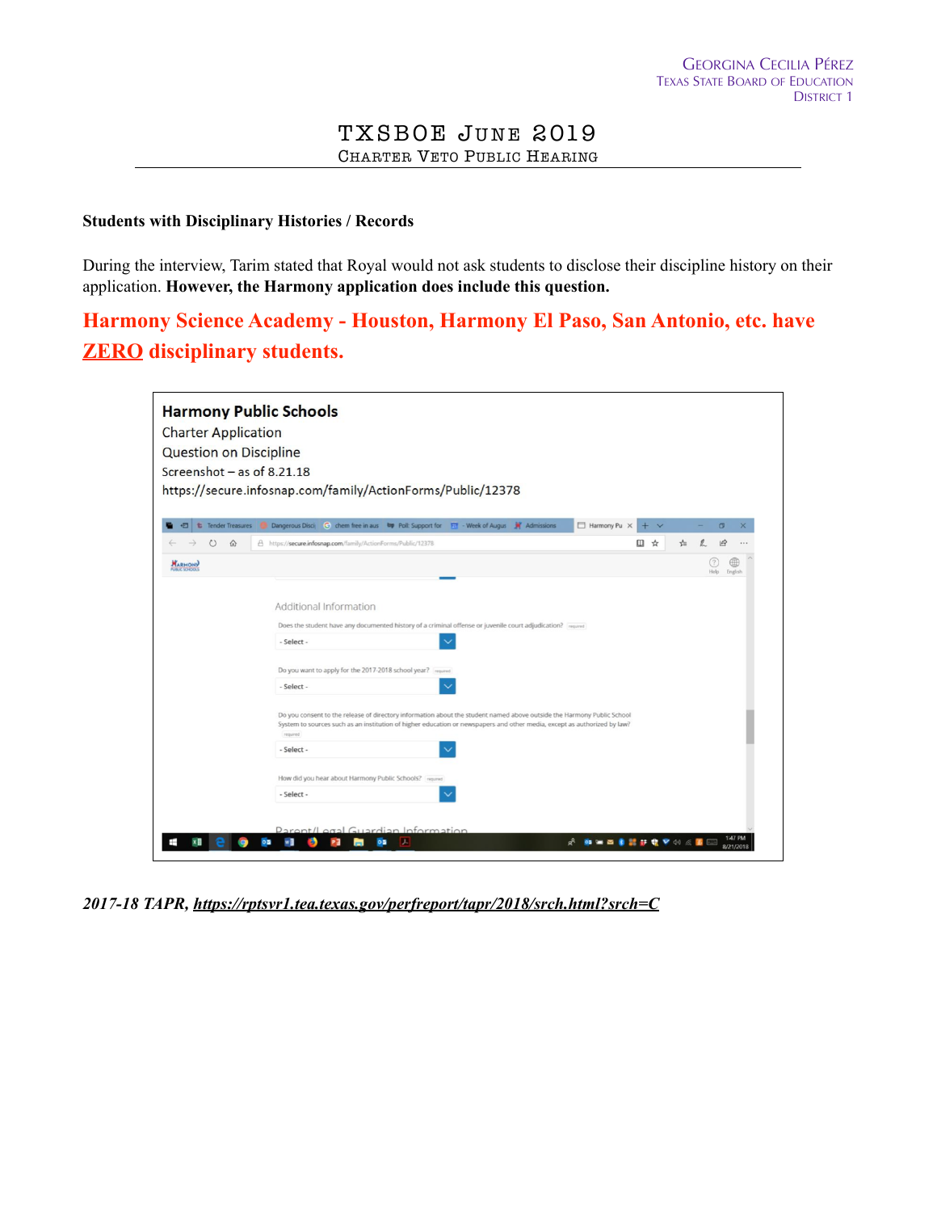Georgina Cecilia Pérez
Texas State Board of Education
District 1

# TXSBOE June 2019
## Charter Veto Public Hearing

**Students with Disciplinary Histories / Records**

During the interview, Tarim stated that Royal would not ask students to disclose their discipline history on their application. **However, the Harmony application does include this question.**

**Harmony Science Academy - Houston, Harmony El Paso, San Antonio, etc. have <u>ZERO</u> disciplinary students.**

**Harmony Public Schools**
Charter Application
Question on Discipline
Screenshot – as of 8.21.18
https://secure.infosnap.com/family/ActionForms/Public/12378

Additional Information

Does the student have any documented history of a criminal offense or juvenile court adjudication? required

- Select -

Do you want to apply for the 2017-2018 school year? required

- Select -

Do you consent to the release of directory information about the student named above outside the Harmony Public School System to sources such as an institution of higher education or newspapers and other media, except as authorized by law? required

- Select -

How did you hear about Harmony Public Schools? required

- Select -

Parent/Legal Guardian Information

*2017-18 TAPR, https://rptsvr1.tea.texas.gov/perfreport/tapr/2018/srch.html?srch=C*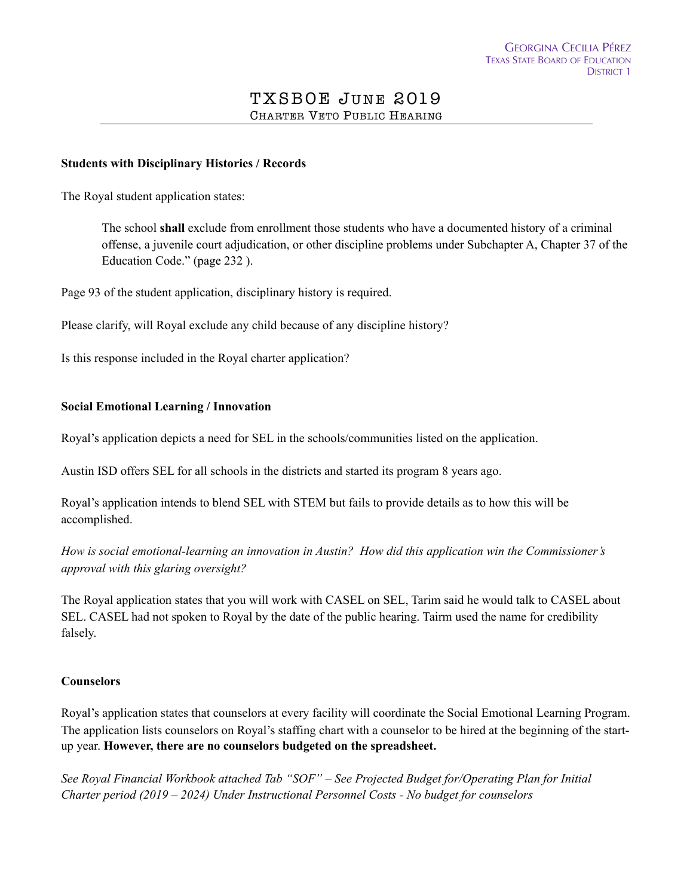Georgina Cecilia Pérez
Texas State Board of Education
District 1

# TXSBOE June 2019

## Charter Veto Public Hearing

**Students with Disciplinary Histories / Records**

The Royal student application states:

> The school **shall** exclude from enrollment those students who have a documented history of a criminal offense, a juvenile court adjudication, or other discipline problems under Subchapter A, Chapter 37 of the Education Code." (page 232 ).

Page 93 of the student application, disciplinary history is required.

Please clarify, will Royal exclude any child because of any discipline history?

Is this response included in the Royal charter application?

**Social Emotional Learning / Innovation**

Royal's application depicts a need for SEL in the schools/communities listed on the application.

Austin ISD offers SEL for all schools in the districts and started its program 8 years ago.

Royal's application intends to blend SEL with STEM but fails to provide details as to how this will be accomplished.

*How is social emotional-learning an innovation in Austin? How did this application win the Commissioner's approval with this glaring oversight?*

The Royal application states that you will work with CASEL on SEL, Tarim said he would talk to CASEL about SEL. CASEL had not spoken to Royal by the date of the public hearing. Tairm used the name for credibility falsely.

**Counselors**

Royal's application states that counselors at every facility will coordinate the Social Emotional Learning Program. The application lists counselors on Royal's staffing chart with a counselor to be hired at the beginning of the start-up year. **However, there are no counselors budgeted on the spreadsheet.**

*See Royal Financial Workbook attached Tab "SOF" – See Projected Budget for/Operating Plan for Initial Charter period (2019 – 2024) Under Instructional Personnel Costs - No budget for counselors*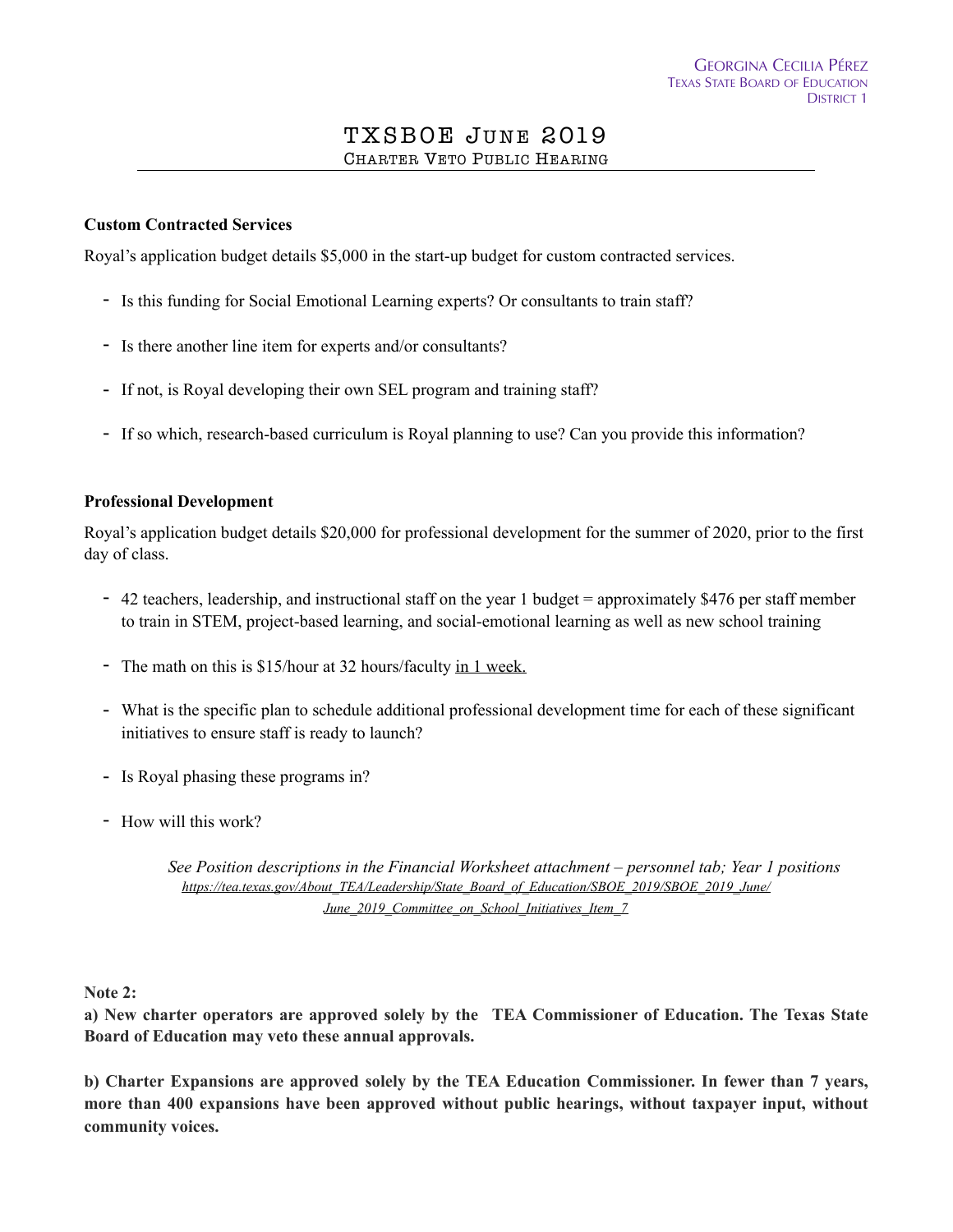Georgina Cecilia Pérez
Texas State Board of Education
District 1

# TXSBOE June 2019

## Charter Veto Public Hearing

**Custom Contracted Services**

Royal's application budget details $5,000 in the start-up budget for custom contracted services.

- Is this funding for Social Emotional Learning experts? Or consultants to train staff?
- Is there another line item for experts and/or consultants?
- If not, is Royal developing their own SEL program and training staff?
- If so which, research-based curriculum is Royal planning to use? Can you provide this information?

**Professional Development**

Royal's application budget details $20,000 for professional development for the summer of 2020, prior to the first day of class.

- 42 teachers, leadership, and instructional staff on the year 1 budget = approximately $476 per staff member to train in STEM, project-based learning, and social-emotional learning as well as new school training
- The math on this is $15/hour at 32 hours/faculty in 1 week.
- What is the specific plan to schedule additional professional development time for each of these significant initiatives to ensure staff is ready to launch?
- Is Royal phasing these programs in?
- How will this work?

*See Position descriptions in the Financial Worksheet attachment – personnel tab; Year 1 positions*
https://tea.texas.gov/About_TEA/Leadership/State_Board_of_Education/SBOE_2019/SBOE_2019_June/June_2019_Committee_on_School_Initiatives_Item_7

**Note 2:**

**a) New charter operators are approved solely by the TEA Commissioner of Education. The Texas State Board of Education may veto these annual approvals.**

**b) Charter Expansions are approved solely by the TEA Education Commissioner. In fewer than 7 years, more than 400 expansions have been approved without public hearings, without taxpayer input, without community voices.**